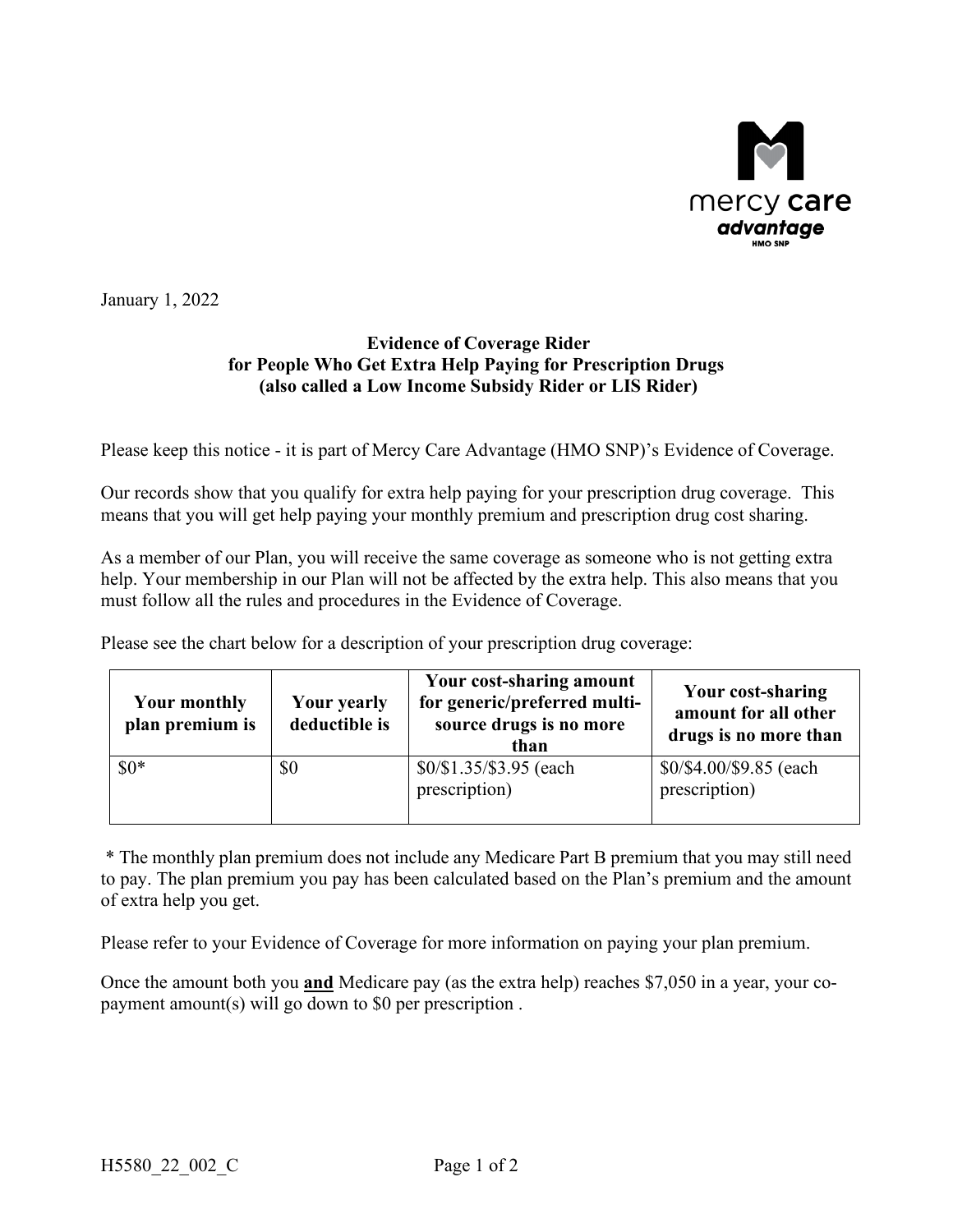January 1, 2022

**Evidence of Coverage Rider**
**for People Who Get Extra Help Paying for Prescription Drugs**
**(also called a Low Income Subsidy Rider or LIS Rider)**

Please keep this notice - it is part of Mercy Care Advantage (HMO SNP)'s Evidence of Coverage.

Our records show that you qualify for extra help paying for your prescription drug coverage. This means that you will get help paying your monthly premium and prescription drug cost sharing.

As a member of our Plan, you will receive the same coverage as someone who is not getting extra help. Your membership in our Plan will not be affected by the extra help. This also means that you must follow all the rules and procedures in the Evidence of Coverage.

Please see the chart below for a description of your prescription drug coverage:

| Your monthly plan premium is | Your yearly deductible is | Your cost-sharing amount for generic/preferred multi-source drugs is no more than | Your cost-sharing amount for all other drugs is no more than |
|---|---|---|---|
| $0* | $0 | $0/$1.35/$3.95 (each prescription) | $0/$4.00/$9.85 (each prescription) |

\* The monthly plan premium does not include any Medicare Part B premium that you may still need to pay. The plan premium you pay has been calculated based on the Plan's premium and the amount of extra help you get.

Please refer to your Evidence of Coverage for more information on paying your plan premium.

Once the amount both you **and** Medicare pay (as the extra help) reaches $7,050 in a year, your co-payment amount(s) will go down to $0 per prescription .

H5580_22_002_C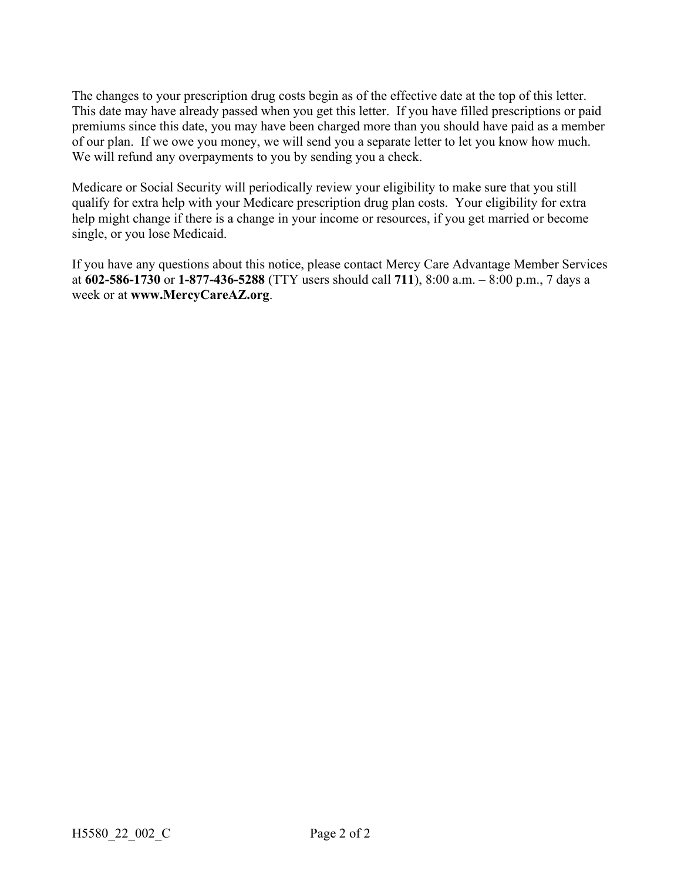The changes to your prescription drug costs begin as of the effective date at the top of this letter. This date may have already passed when you get this letter. If you have filled prescriptions or paid premiums since this date, you may have been charged more than you should have paid as a member of our plan. If we owe you money, we will send you a separate letter to let you know how much. We will refund any overpayments to you by sending you a check.

Medicare or Social Security will periodically review your eligibility to make sure that you still qualify for extra help with your Medicare prescription drug plan costs. Your eligibility for extra help might change if there is a change in your income or resources, if you get married or become single, or you lose Medicaid.

If you have any questions about this notice, please contact Mercy Care Advantage Member Services at **602-586-1730** or **1-877-436-5288** (TTY users should call **711**), 8:00 a.m. – 8:00 p.m., 7 days a week or at **www.MercyCareAZ.org**.

H5580_22_002_C